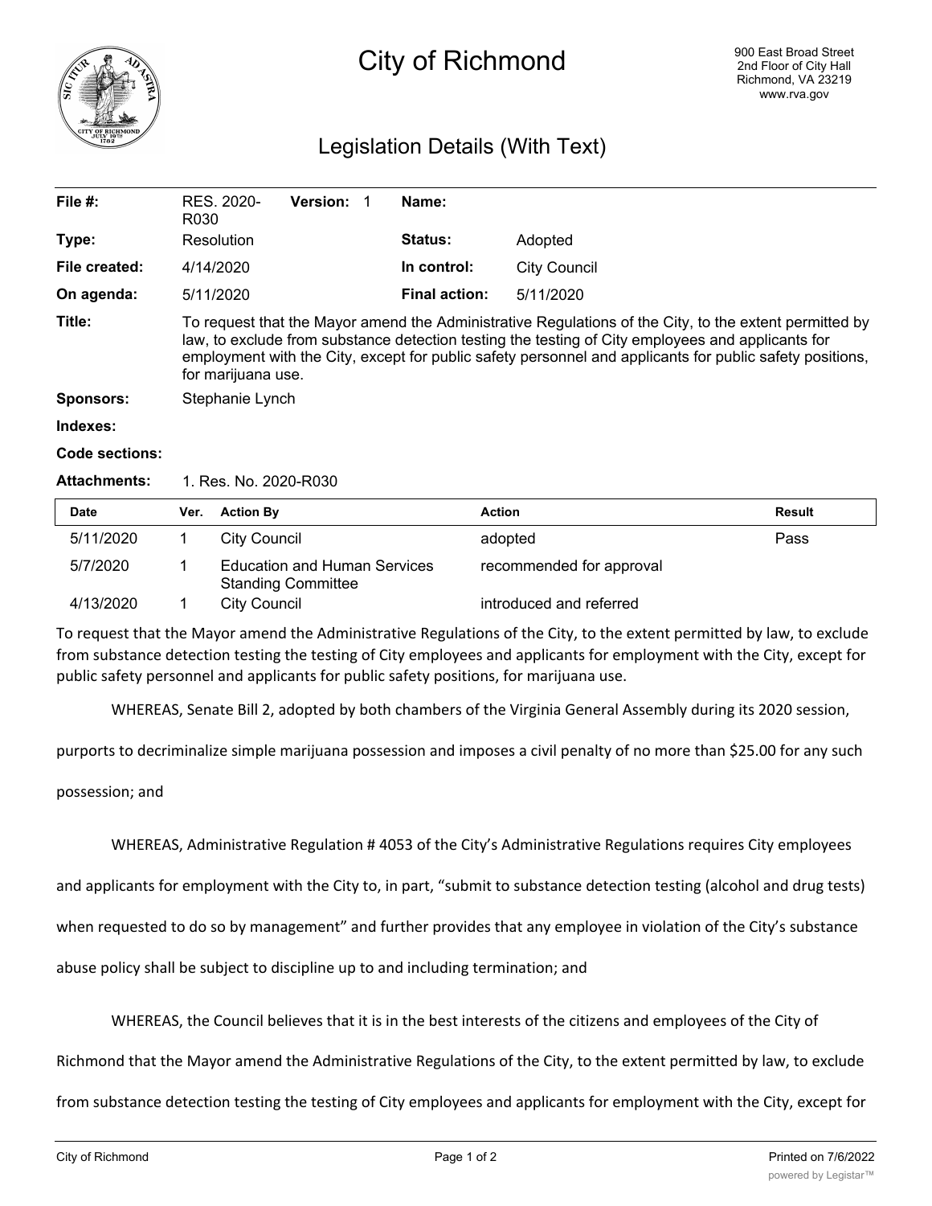# City of Richmond

900 East Broad Street
2nd Floor of City Hall
Richmond, VA 23219
www.rva.gov

## Legislation Details (With Text)

| | | | |
|---|---|---|---|
| **File #:** | RES. 2020-R030 **Version:** 1 | **Name:** | |
| **Type:** | Resolution | **Status:** | Adopted |
| **File created:** | 4/14/2020 | **In control:** | City Council |
| **On agenda:** | 5/11/2020 | **Final action:** | 5/11/2020 |

**Title:** To request that the Mayor amend the Administrative Regulations of the City, to the extent permitted by law, to exclude from substance detection testing the testing of City employees and applicants for employment with the City, except for public safety personnel and applicants for public safety positions, for marijuana use.

**Sponsors:** Stephanie Lynch

**Indexes:**

**Code sections:**

**Attachments:** 1. Res. No. 2020-R030

| Date | Ver. | Action By | Action | Result |
|---|---|---|---|---|
| 5/11/2020 | 1 | City Council | adopted | Pass |
| 5/7/2020 | 1 | Education and Human Services Standing Committee | recommended for approval | |
| 4/13/2020 | 1 | City Council | introduced and referred | |

To request that the Mayor amend the Administrative Regulations of the City, to the extent permitted by law, to exclude from substance detection testing the testing of City employees and applicants for employment with the City, except for public safety personnel and applicants for public safety positions, for marijuana use.

WHEREAS, Senate Bill 2, adopted by both chambers of the Virginia General Assembly during its 2020 session, purports to decriminalize simple marijuana possession and imposes a civil penalty of no more than $25.00 for any such possession; and

WHEREAS, Administrative Regulation # 4053 of the City's Administrative Regulations requires City employees and applicants for employment with the City to, in part, "submit to substance detection testing (alcohol and drug tests) when requested to do so by management" and further provides that any employee in violation of the City's substance abuse policy shall be subject to discipline up to and including termination; and

WHEREAS, the Council believes that it is in the best interests of the citizens and employees of the City of Richmond that the Mayor amend the Administrative Regulations of the City, to the extent permitted by law, to exclude from substance detection testing the testing of City employees and applicants for employment with the City, except for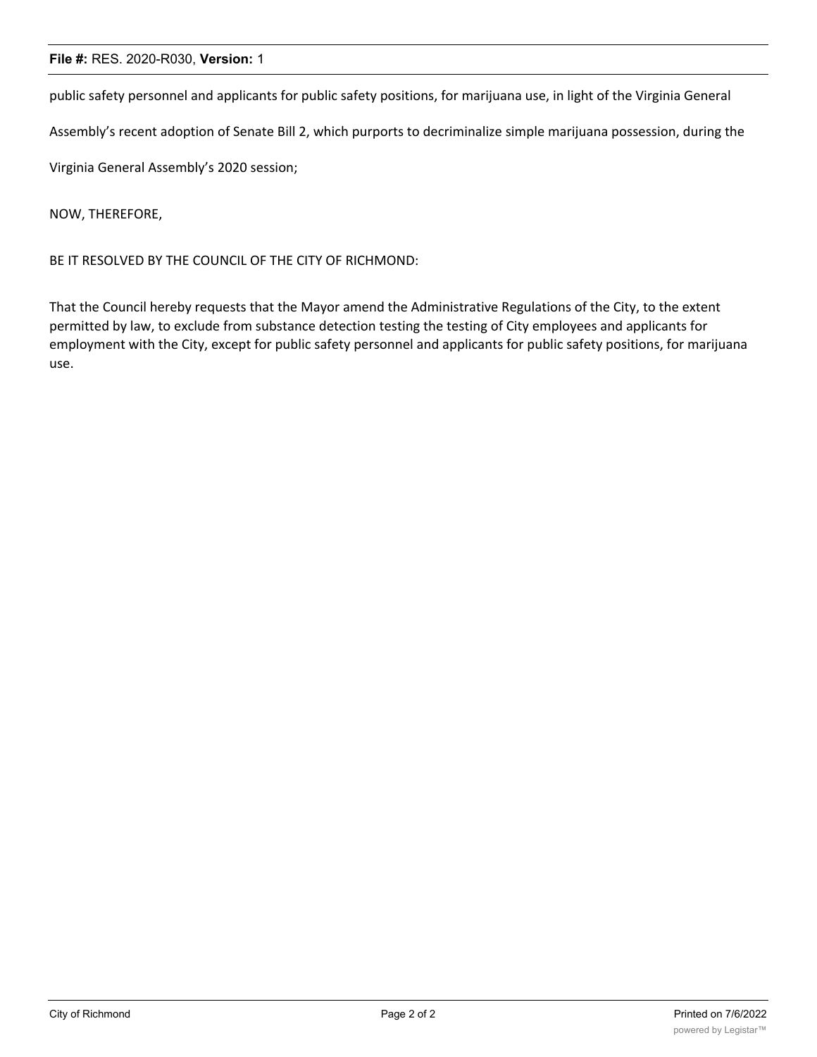public safety personnel and applicants for public safety positions, for marijuana use, in light of the Virginia General Assembly's recent adoption of Senate Bill 2, which purports to decriminalize simple marijuana possession, during the Virginia General Assembly's 2020 session;

NOW, THEREFORE,

BE IT RESOLVED BY THE COUNCIL OF THE CITY OF RICHMOND:

That the Council hereby requests that the Mayor amend the Administrative Regulations of the City, to the extent permitted by law, to exclude from substance detection testing the testing of City employees and applicants for employment with the City, except for public safety personnel and applicants for public safety positions, for marijuana use.